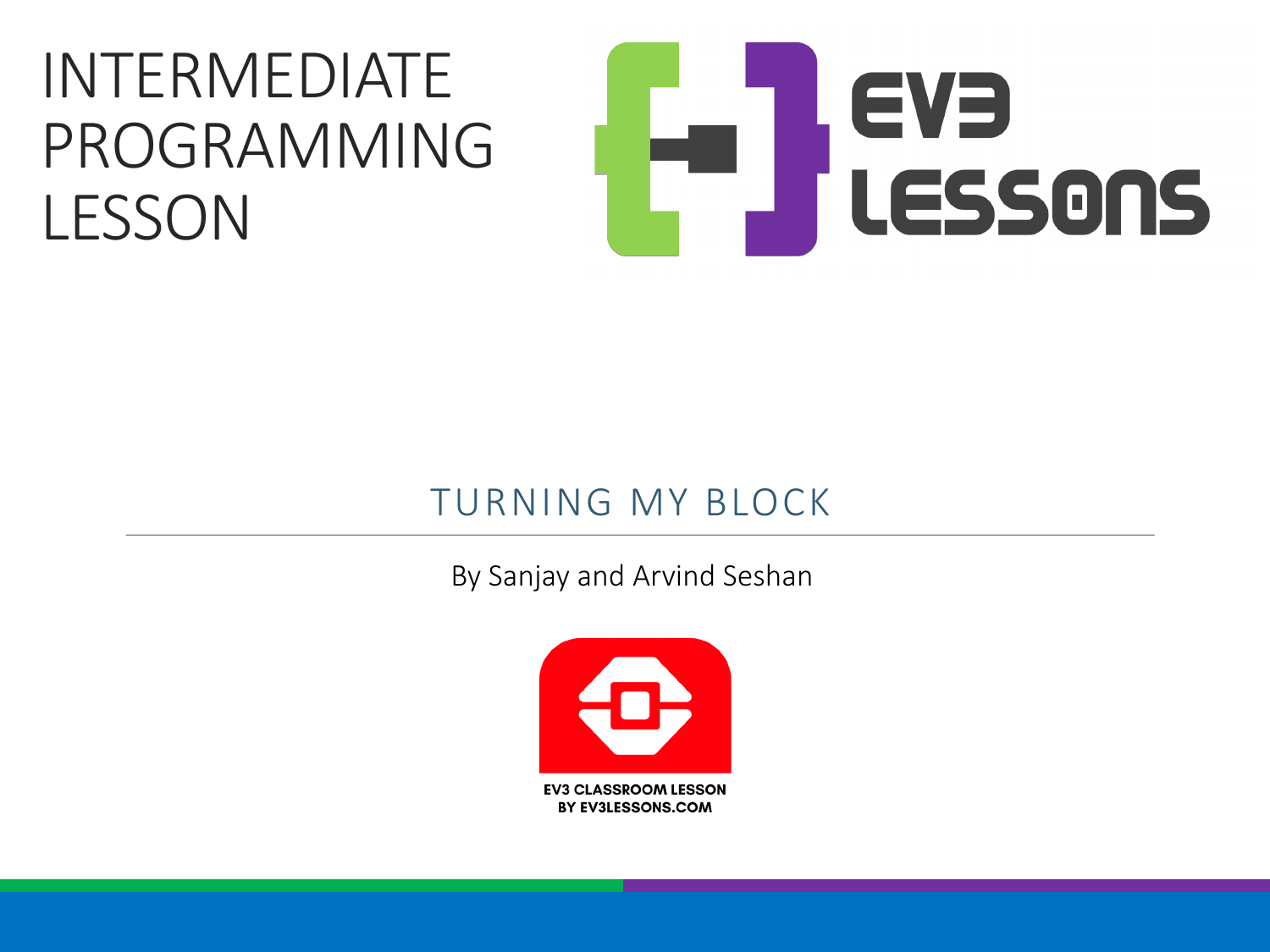# INTERMEDIATE PROGRAMMING LESSON

EV3 LESSONS

## TURNING MY BLOCK

By Sanjay and Arvind Seshan

EV3 CLASSROOM LESSON
BY EV3LESSONS.COM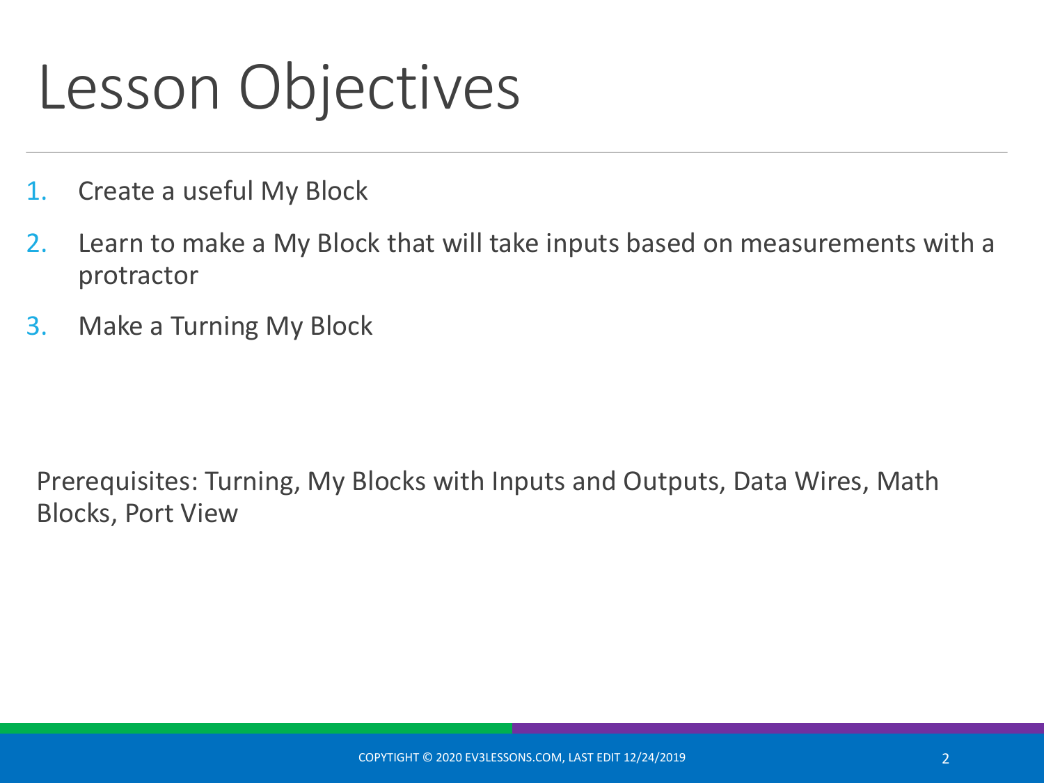# Lesson Objectives

1. Create a useful My Block
2. Learn to make a My Block that will take inputs based on measurements with a protractor
3. Make a Turning My Block

Prerequisites: Turning, My Blocks with Inputs and Outputs, Data Wires, Math Blocks, Port View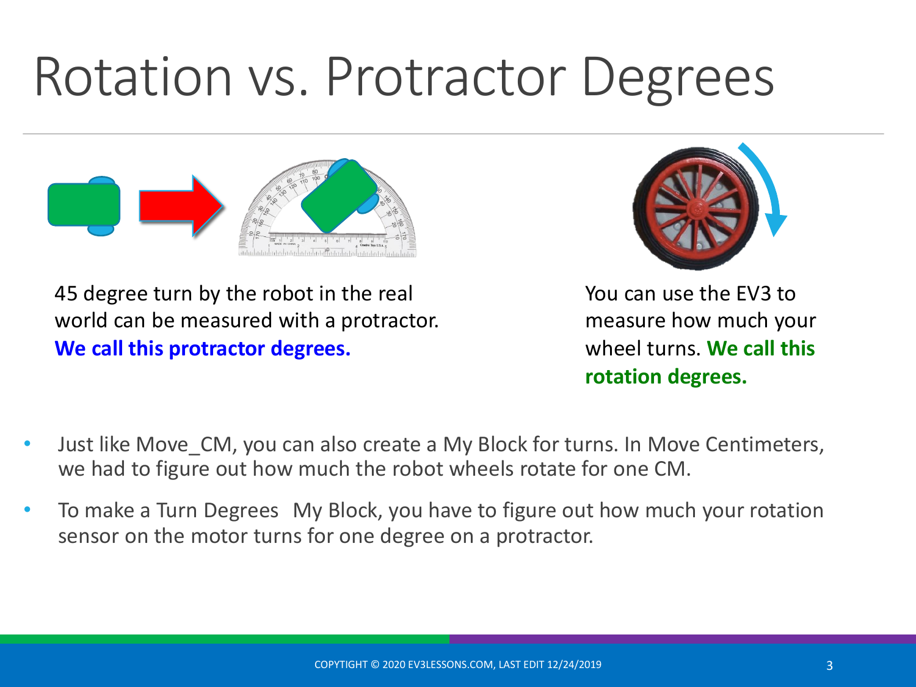# Rotation vs. Protractor Degrees

45 degree turn by the robot in the real world can be measured with a protractor. **We call this protractor degrees.**

You can use the EV3 to measure how much your wheel turns. **We call this rotation degrees.**

- Just like Move_CM, you can also create a My Block for turns. In Move Centimeters, we had to figure out how much the robot wheels rotate for one CM.
- To make a Turn Degrees  My Block, you have to figure out how much your rotation sensor on the motor turns for one degree on a protractor.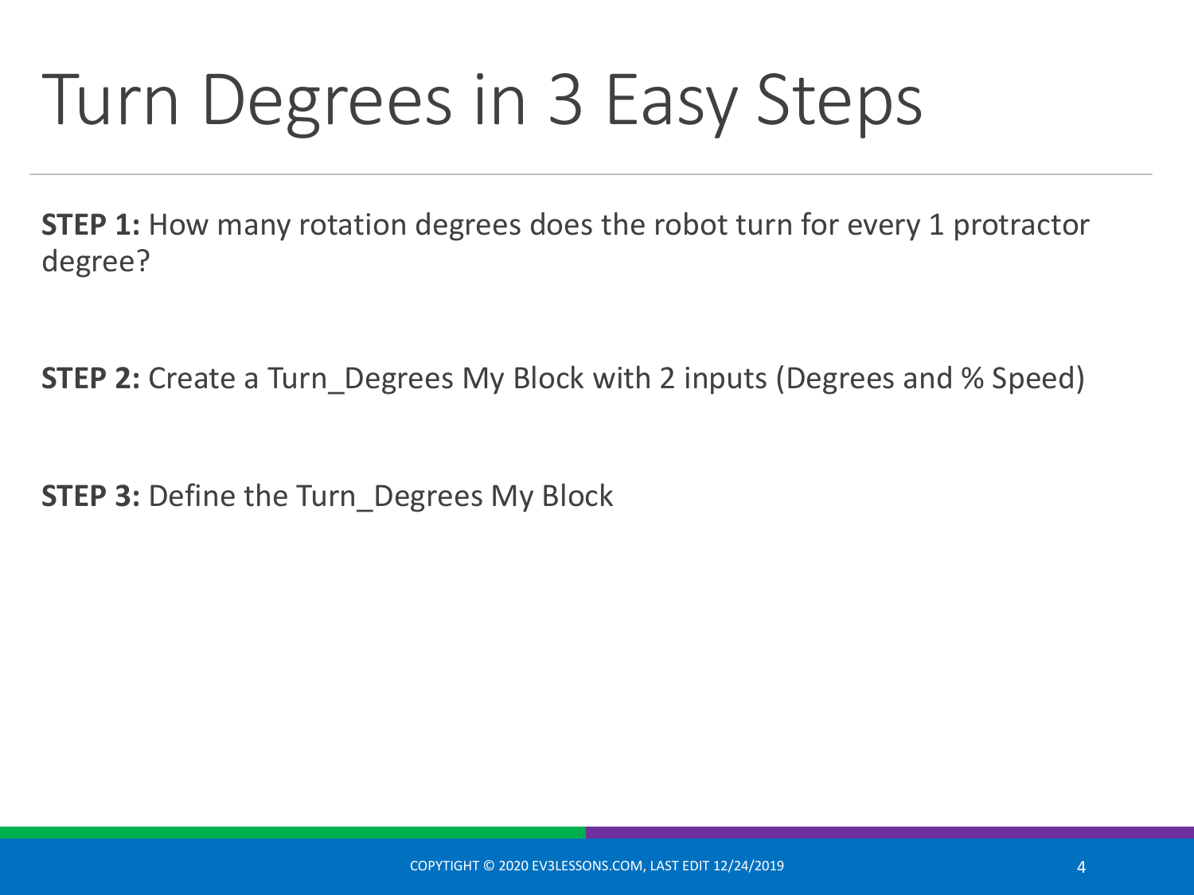# Turn Degrees in 3 Easy Steps

**STEP 1:** How many rotation degrees does the robot turn for every 1 protractor degree?

**STEP 2:** Create a Turn_Degrees My Block with 2 inputs (Degrees and % Speed)

**STEP 3:** Define the Turn_Degrees My Block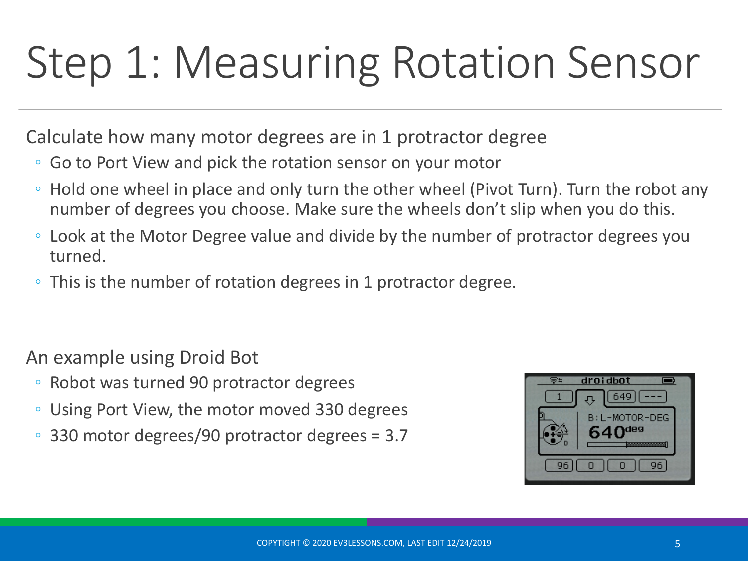# Step 1: Measuring Rotation Sensor

Calculate how many motor degrees are in 1 protractor degree

- Go to Port View and pick the rotation sensor on your motor
- Hold one wheel in place and only turn the other wheel (Pivot Turn). Turn the robot any number of degrees you choose. Make sure the wheels don't slip when you do this.
- Look at the Motor Degree value and divide by the number of protractor degrees you turned.
- This is the number of rotation degrees in 1 protractor degree.

An example using Droid Bot

- Robot was turned 90 protractor degrees
- Using Port View, the motor moved 330 degrees
- 330 motor degrees/90 protractor degrees = 3.7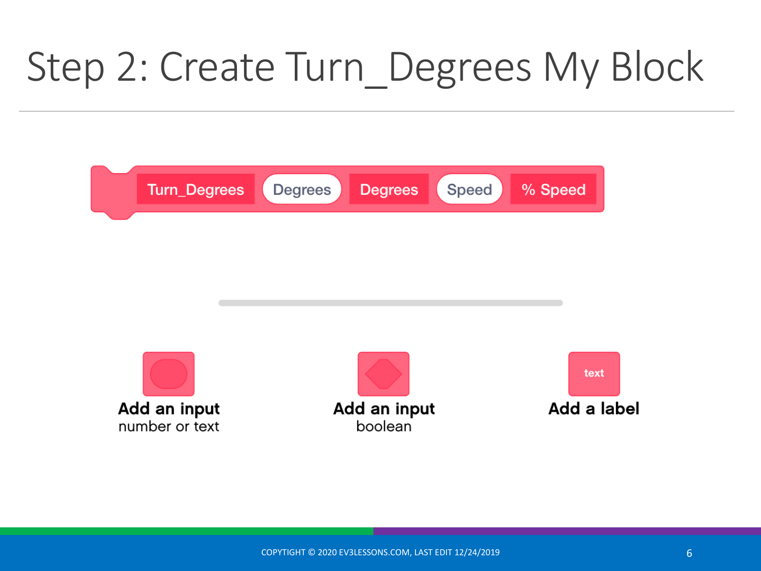# Step 2: Create Turn_Degrees My Block

Turn_Degrees | Degrees | Degrees | Speed | % Speed

**Add an input**
number or text

**Add an input**
boolean

text
**Add a label**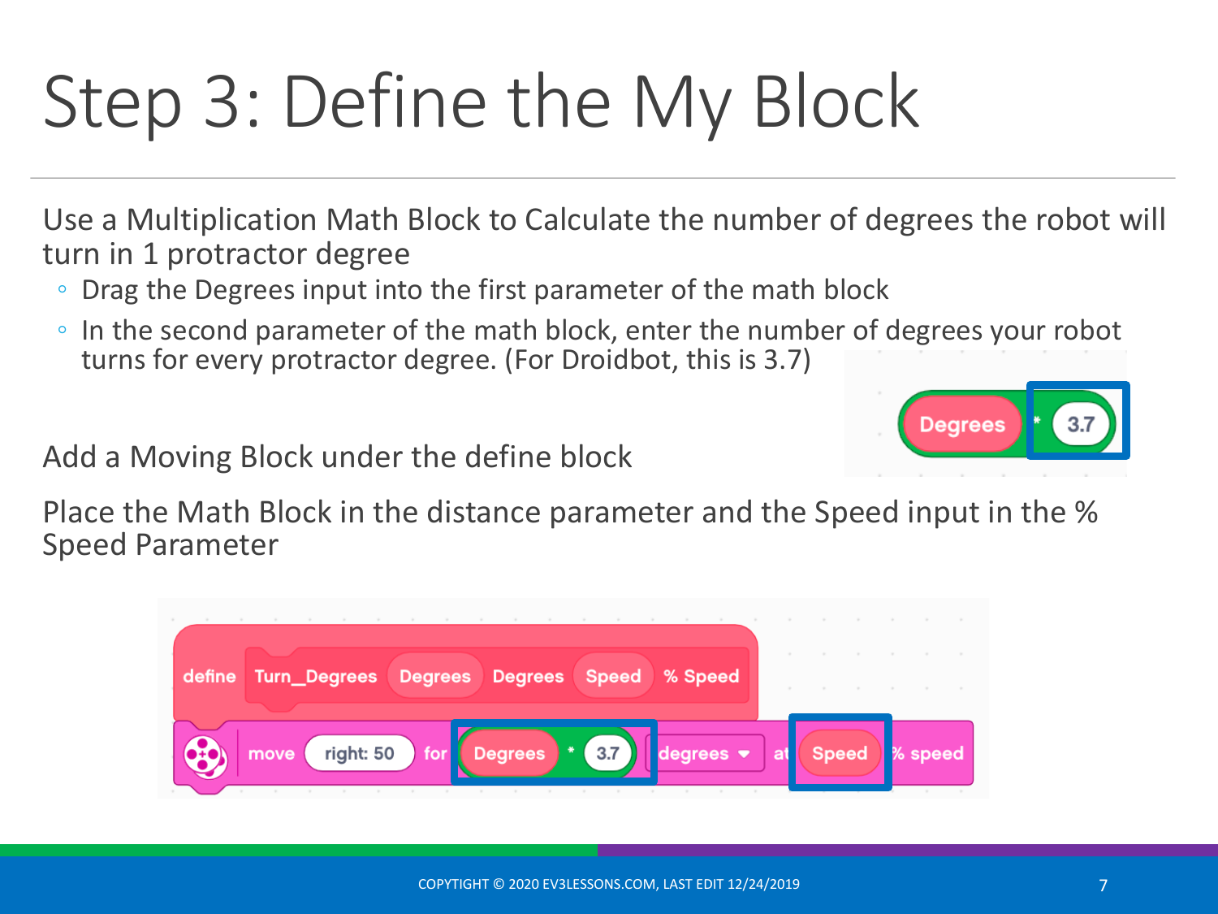# Step 3: Define the My Block

Use a Multiplication Math Block to Calculate the number of degrees the robot will turn in 1 protractor degree

- Drag the Degrees input into the first parameter of the math block
- In the second parameter of the math block, enter the number of degrees your robot turns for every protractor degree. (For Droidbot, this is 3.7)

Add a Moving Block under the define block

Place the Math Block in the distance parameter and the Speed input in the % Speed Parameter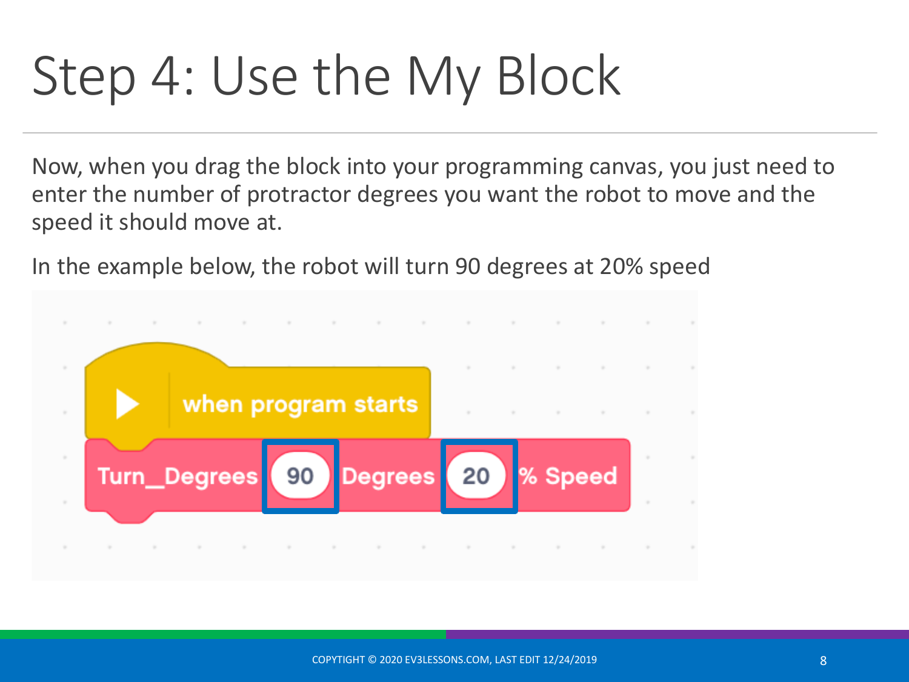# Step 4: Use the My Block

Now, when you drag the block into your programming canvas, you just need to enter the number of protractor degrees you want the robot to move and the speed it should move at.

In the example below, the robot will turn 90 degrees at 20% speed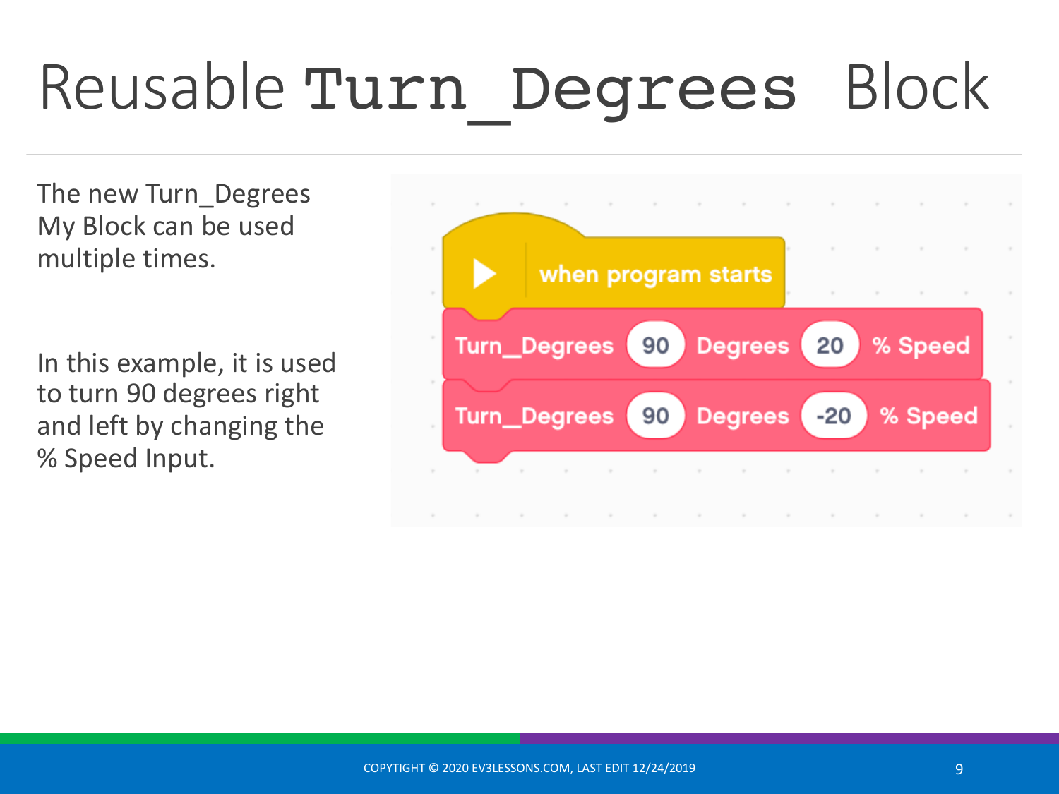# Reusable Turn_Degrees Block

The new Turn_Degrees My Block can be used multiple times.

In this example, it is used to turn 90 degrees right and left by changing the % Speed Input.

```
when program starts
Turn_Degrees 90 Degrees 20 % Speed
Turn_Degrees 90 Degrees -20 % Speed
```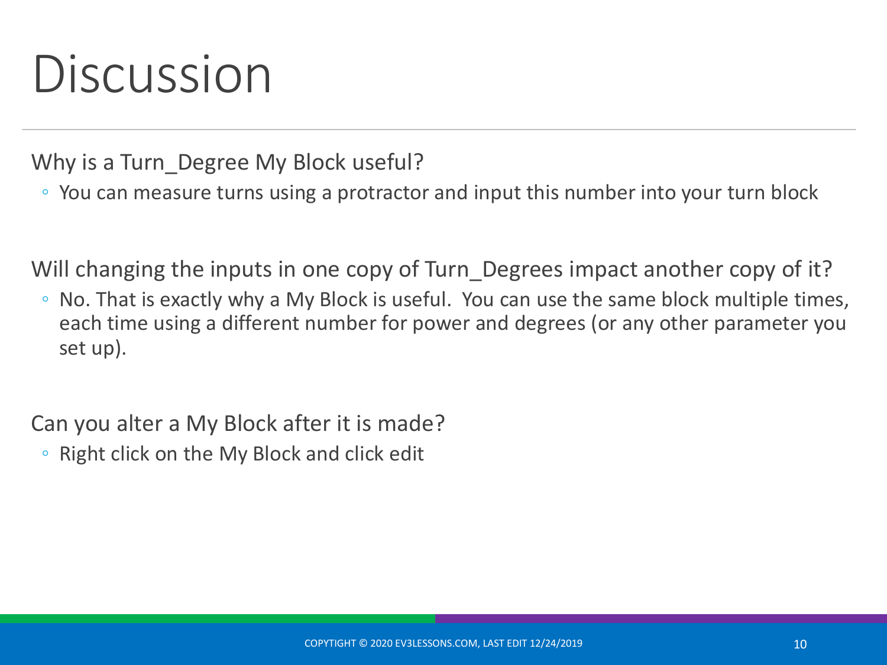# Discussion

Why is a Turn_Degree My Block useful?

- You can measure turns using a protractor and input this number into your turn block

Will changing the inputs in one copy of Turn_Degrees impact another copy of it?

- No. That is exactly why a My Block is useful. You can use the same block multiple times, each time using a different number for power and degrees (or any other parameter you set up).

Can you alter a My Block after it is made?

- Right click on the My Block and click edit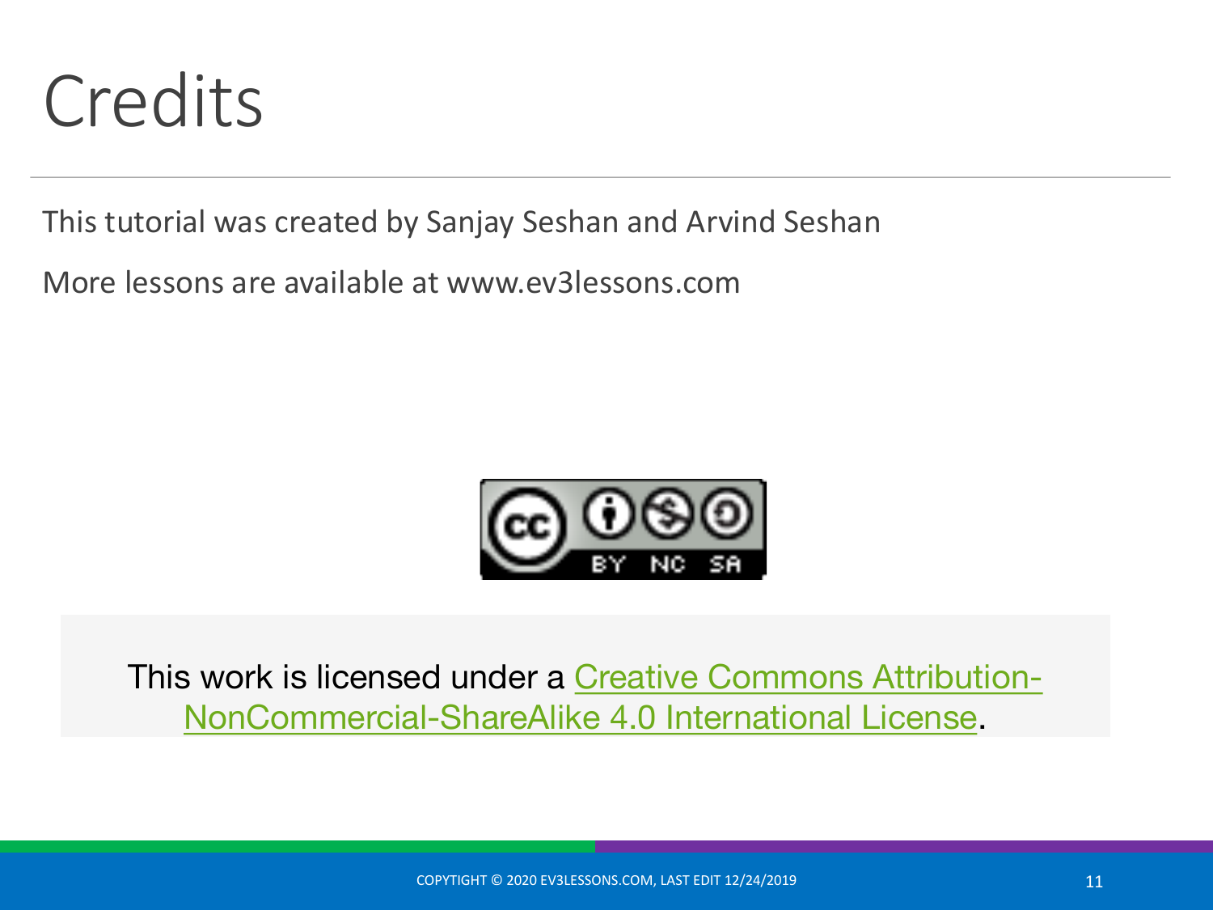# Credits

This tutorial was created by Sanjay Seshan and Arvind Seshan

More lessons are available at www.ev3lessons.com

This work is licensed under a Creative Commons Attribution-NonCommercial-ShareAlike 4.0 International License.